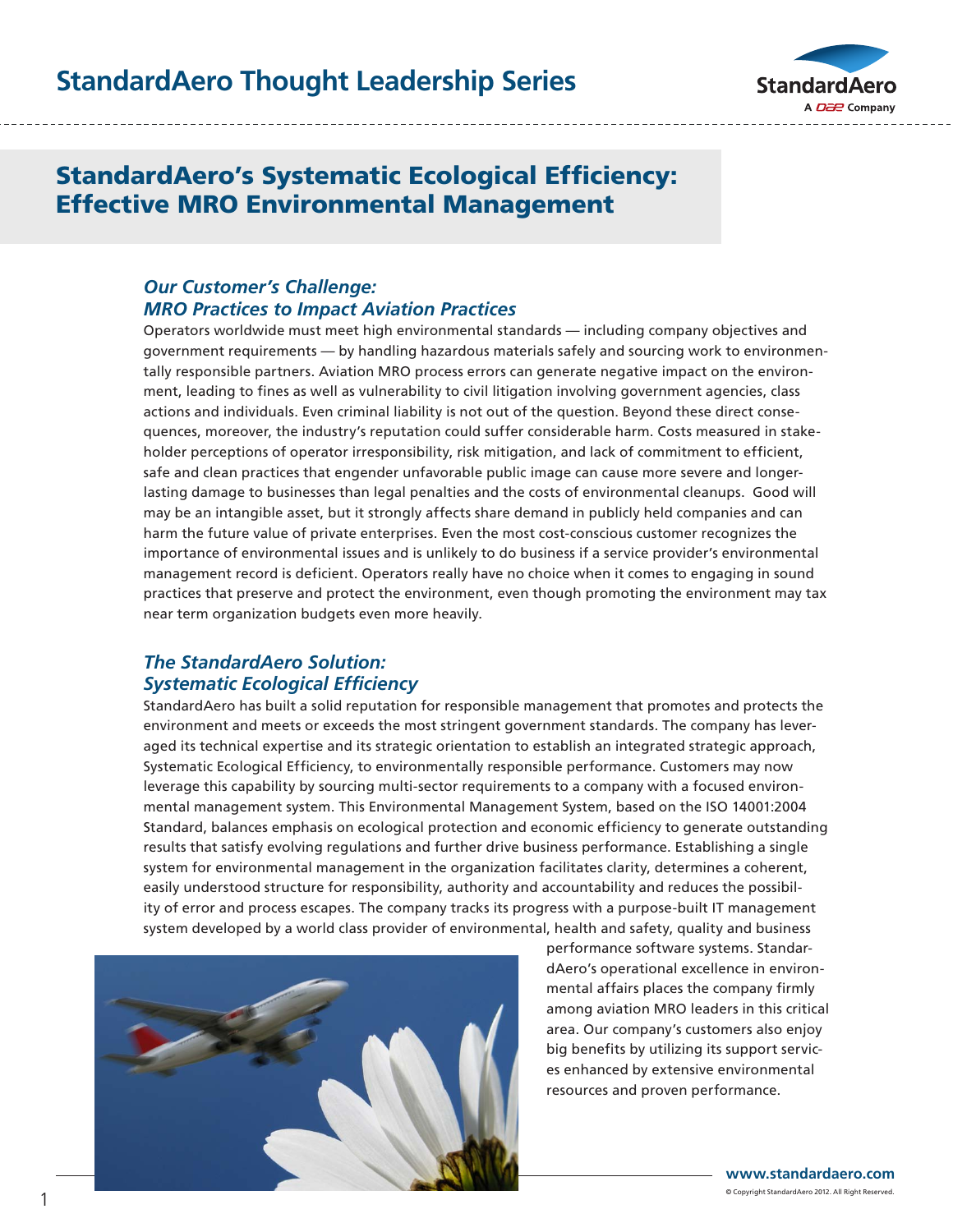# StandardAero's Systematic Ecological Efficiency: Effective MRO Environmental Management

## *Our Customer's Challenge: MRO Practices to Impact Aviation Practices*

Operators worldwide must meet high environmental standards — including company objectives and government requirements — by handling hazardous materials safely and sourcing work to environmentally responsible partners. Aviation MRO process errors can generate negative impact on the environment, leading to fines as well as vulnerability to civil litigation involving government agencies, class actions and individuals. Even criminal liability is not out of the question. Beyond these direct consequences, moreover, the industry's reputation could suffer considerable harm. Costs measured in stakeholder perceptions of operator irresponsibility, risk mitigation, and lack of commitment to efficient, safe and clean practices that engender unfavorable public image can cause more severe and longer-lasting damage to businesses than legal penalties and the costs of environmental cleanups. Good will may be an intangible asset, but it strongly affects share demand in publicly held companies and can harm the future value of private enterprises. Even the most cost-conscious customer recognizes the importance of environmental issues and is unlikely to do business if a service provider's environmental management record is deficient. Operators really have no choice when it comes to engaging in sound practices that preserve and protect the environment, even though promoting the environment may tax near term organization budgets even more heavily.

## *The StandardAero Solution: Systematic Ecological Efficiency*

StandardAero has built a solid reputation for responsible management that promotes and protects the environment and meets or exceeds the most stringent government standards. The company has leveraged its technical expertise and its strategic orientation to establish an integrated strategic approach, Systematic Ecological Efficiency, to environmentally responsible performance. Customers may now leverage this capability by sourcing multi-sector requirements to a company with a focused environmental management system. This Environmental Management System, based on the ISO 14001:2004 Standard, balances emphasis on ecological protection and economic efficiency to generate outstanding results that satisfy evolving regulations and further drive business performance. Establishing a single system for environmental management in the organization facilitates clarity, determines a coherent, easily understood structure for responsibility, authority and accountability and reduces the possibility of error and process escapes. The company tracks its progress with a purpose-built IT management system developed by a world class provider of environmental, health and safety, quality and business performance software systems. StandardAero's operational excellence in environmental affairs places the company firmly among aviation MRO leaders in this critical area. Our company's customers also enjoy big benefits by utilizing its support services enhanced by extensive environmental resources and proven performance.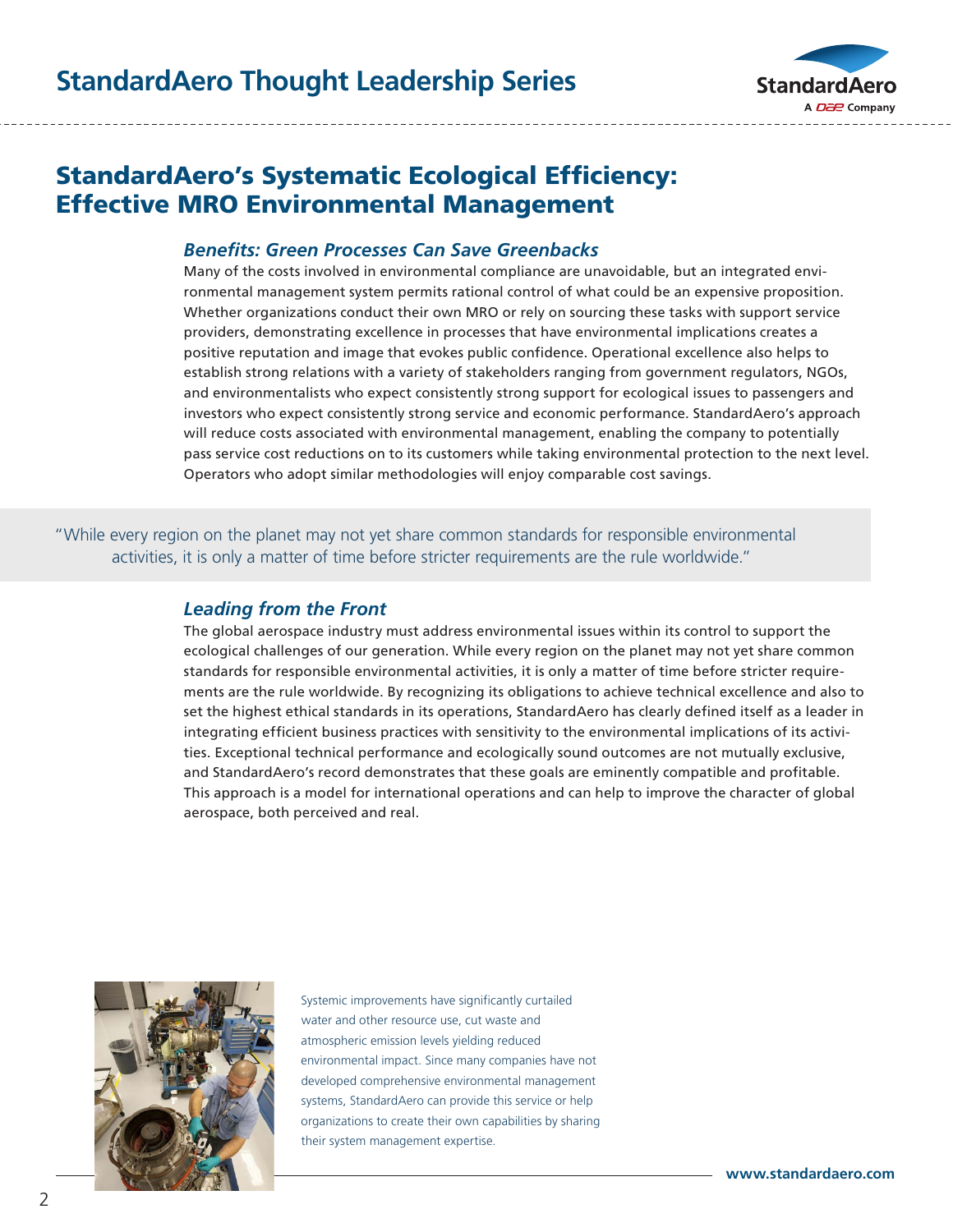# StandardAero's Systematic Ecological Efficiency: Effective MRO Environmental Management

### *Benefits: Green Processes Can Save Greenbacks*

Many of the costs involved in environmental compliance are unavoidable, but an integrated environmental management system permits rational control of what could be an expensive proposition. Whether organizations conduct their own MRO or rely on sourcing these tasks with support service providers, demonstrating excellence in processes that have environmental implications creates a positive reputation and image that evokes public confidence. Operational excellence also helps to establish strong relations with a variety of stakeholders ranging from government regulators, NGOs, and environmentalists who expect consistently strong support for ecological issues to passengers and investors who expect consistently strong service and economic performance. StandardAero's approach will reduce costs associated with environmental management, enabling the company to potentially pass service cost reductions on to its customers while taking environmental protection to the next level. Operators who adopt similar methodologies will enjoy comparable cost savings.

> "While every region on the planet may not yet share common standards for responsible environmental activities, it is only a matter of time before stricter requirements are the rule worldwide."

### *Leading from the Front*

The global aerospace industry must address environmental issues within its control to support the ecological challenges of our generation. While every region on the planet may not yet share common standards for responsible environmental activities, it is only a matter of time before stricter requirements are the rule worldwide. By recognizing its obligations to achieve technical excellence and also to set the highest ethical standards in its operations, StandardAero has clearly defined itself as a leader in integrating efficient business practices with sensitivity to the environmental implications of its activities. Exceptional technical performance and ecologically sound outcomes are not mutually exclusive, and StandardAero's record demonstrates that these goals are eminently compatible and profitable. This approach is a model for international operations and can help to improve the character of global aerospace, both perceived and real.

Systemic improvements have significantly curtailed water and other resource use, cut waste and atmospheric emission levels yielding reduced environmental impact. Since many companies have not developed comprehensive environmental management systems, StandardAero can provide this service or help organizations to create their own capabilities by sharing their system management expertise.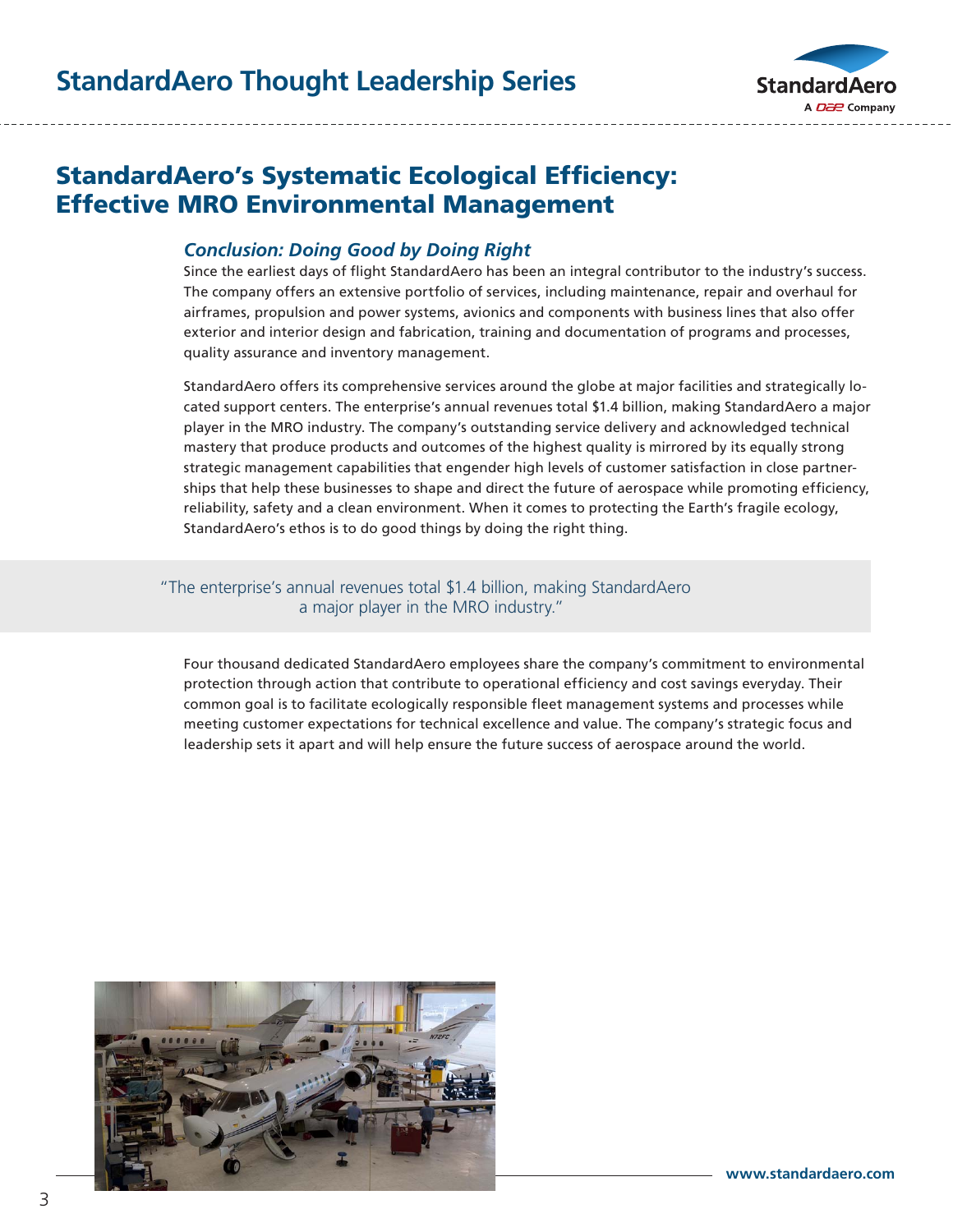## StandardAero's Systematic Ecological Efficiency: Effective MRO Environmental Management

### *Conclusion: Doing Good by Doing Right*

Since the earliest days of flight StandardAero has been an integral contributor to the industry's success. The company offers an extensive portfolio of services, including maintenance, repair and overhaul for airframes, propulsion and power systems, avionics and components with business lines that also offer exterior and interior design and fabrication, training and documentation of programs and processes, quality assurance and inventory management.

StandardAero offers its comprehensive services around the globe at major facilities and strategically located support centers. The enterprise's annual revenues total $1.4 billion, making StandardAero a major player in the MRO industry. The company's outstanding service delivery and acknowledged technical mastery that produce products and outcomes of the highest quality is mirrored by its equally strong strategic management capabilities that engender high levels of customer satisfaction in close partnerships that help these businesses to shape and direct the future of aerospace while promoting efficiency, reliability, safety and a clean environment. When it comes to protecting the Earth's fragile ecology, StandardAero's ethos is to do good things by doing the right thing.

> "The enterprise's annual revenues total $1.4 billion, making StandardAero a major player in the MRO industry."

Four thousand dedicated StandardAero employees share the company's commitment to environmental protection through action that contribute to operational efficiency and cost savings everyday. Their common goal is to facilitate ecologically responsible fleet management systems and processes while meeting customer expectations for technical excellence and value. The company's strategic focus and leadership sets it apart and will help ensure the future success of aerospace around the world.